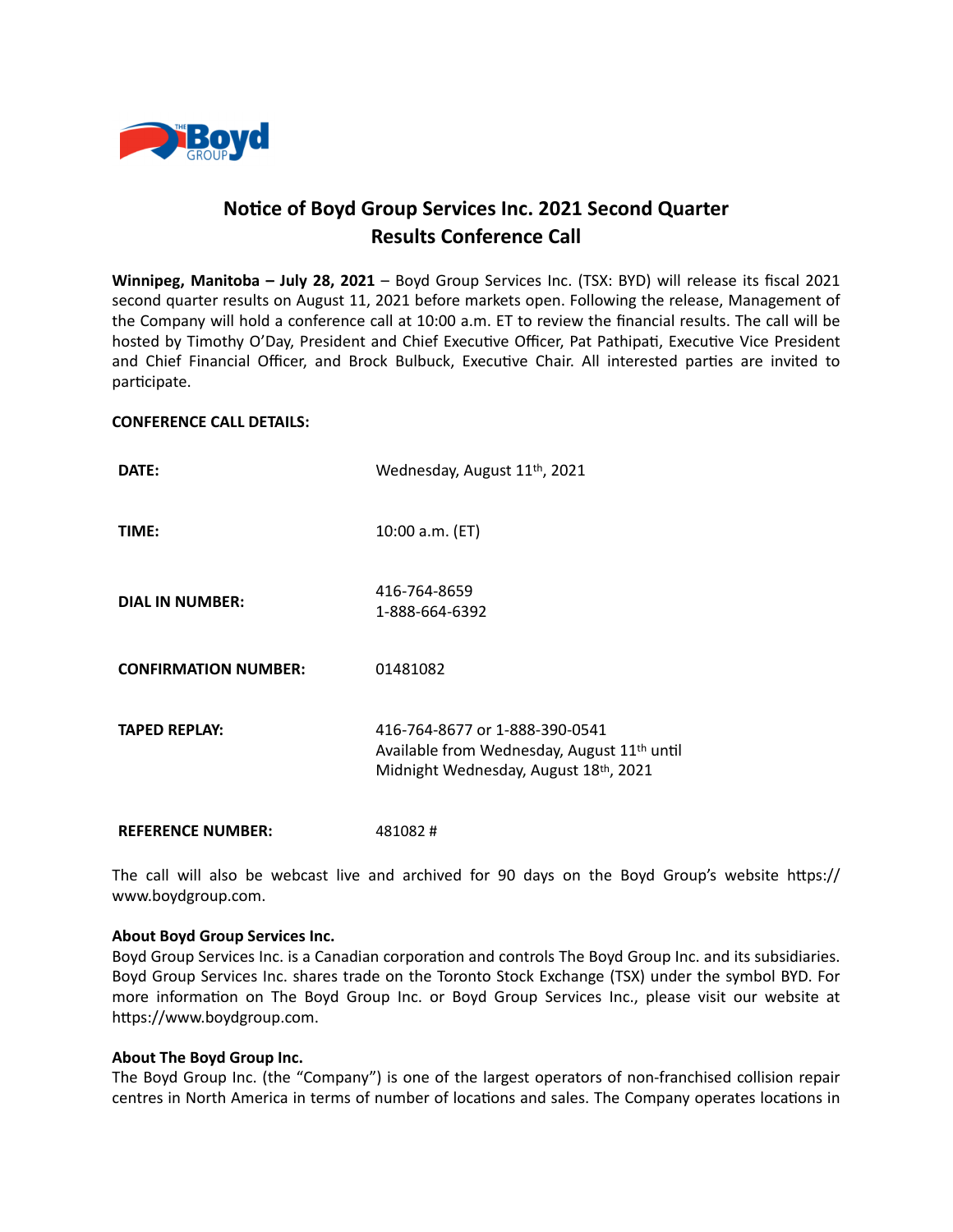# Notice of Boyd Group Services Inc. 2021 Second Quarter Results Conference Call

**Winnipeg, Manitoba – July 28, 2021** – Boyd Group Services Inc. (TSX: BYD) will release its fiscal 2021 second quarter results on August 11, 2021 before markets open. Following the release, Management of the Company will hold a conference call at 10:00 a.m. ET to review the financial results. The call will be hosted by Timothy O'Day, President and Chief Executive Officer, Pat Pathipati, Executive Vice President and Chief Financial Officer, and Brock Bulbuck, Executive Chair. All interested parties are invited to participate.

**CONFERENCE CALL DETAILS:**

| | |
|---|---|
| **DATE:** | Wednesday, August 11th, 2021 |
| **TIME:** | 10:00 a.m. (ET) |
| **DIAL IN NUMBER:** | 416-764-8659<br>1-888-664-6392 |
| **CONFIRMATION NUMBER:** | 01481082 |
| **TAPED REPLAY:** | 416-764-8677 or 1-888-390-0541<br>Available from Wednesday, August 11th until Midnight Wednesday, August 18th, 2021 |
| **REFERENCE NUMBER:** | 481082 # |

The call will also be webcast live and archived for 90 days on the Boyd Group's website https://www.boydgroup.com.

**About Boyd Group Services Inc.**

Boyd Group Services Inc. is a Canadian corporation and controls The Boyd Group Inc. and its subsidiaries. Boyd Group Services Inc. shares trade on the Toronto Stock Exchange (TSX) under the symbol BYD. For more information on The Boyd Group Inc. or Boyd Group Services Inc., please visit our website at https://www.boydgroup.com.

**About The Boyd Group Inc.**

The Boyd Group Inc. (the "Company") is one of the largest operators of non-franchised collision repair centres in North America in terms of number of locations and sales. The Company operates locations in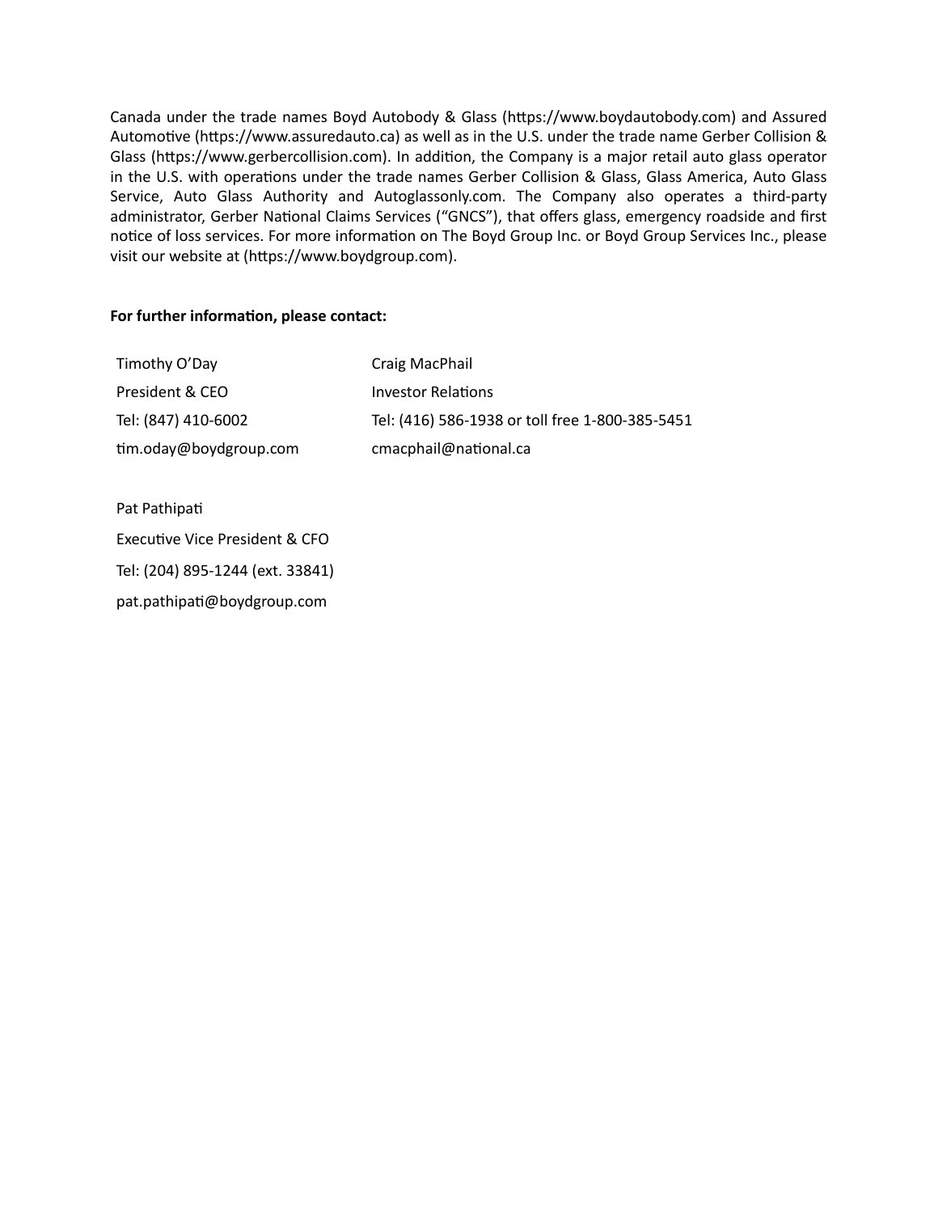Canada under the trade names Boyd Autobody & Glass (https://www.boydautobody.com) and Assured Automotive (https://www.assuredauto.ca) as well as in the U.S. under the trade name Gerber Collision & Glass (https://www.gerbercollision.com). In addition, the Company is a major retail auto glass operator in the U.S. with operations under the trade names Gerber Collision & Glass, Glass America, Auto Glass Service, Auto Glass Authority and Autoglassonly.com. The Company also operates a third-party administrator, Gerber National Claims Services ("GNCS"), that offers glass, emergency roadside and first notice of loss services. For more information on The Boyd Group Inc. or Boyd Group Services Inc., please visit our website at (https://www.boydgroup.com).

**For further information, please contact:**

| | |
|---|---|
| Timothy O'Day | Craig MacPhail |
| President & CEO | Investor Relations |
| Tel: (847) 410-6002 | Tel: (416) 586-1938 or toll free 1-800-385-5451 |
| tim.oday@boydgroup.com | cmacphail@national.ca |

Pat Pathipati
Executive Vice President & CFO
Tel: (204) 895-1244 (ext. 33841)
pat.pathipati@boydgroup.com